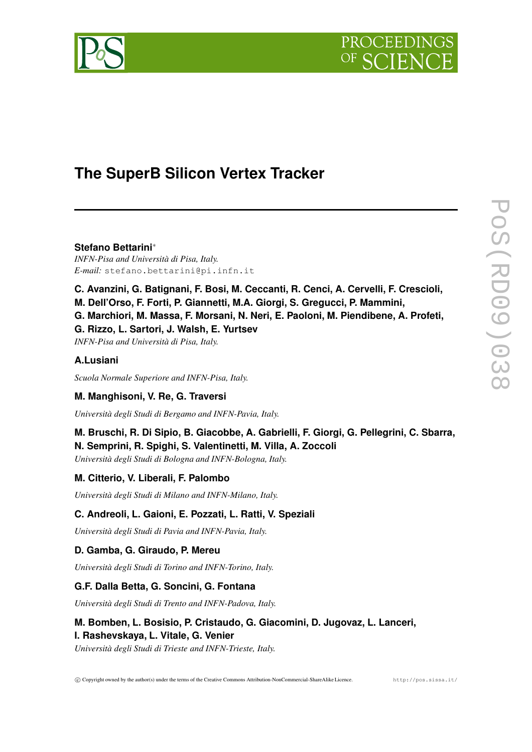# The SuperB Silicon Vertex Tracker

**Stefano Bettarini***

*INFN-Pisa and Università di Pisa, Italy.*
*E-mail:* stefano.bettarini@pi.infn.it

**C. Avanzini, G. Batignani, F. Bosi, M. Ceccanti, R. Cenci, A. Cervelli, F. Crescioli, M. Dell'Orso, F. Forti, P. Giannetti, M.A. Giorgi, S. Gregucci, P. Mammini, G. Marchiori, M. Massa, F. Morsani, N. Neri, E. Paoloni, M. Piendibene, A. Profeti, G. Rizzo, L. Sartori, J. Walsh, E. Yurtsev**

*INFN-Pisa and Università di Pisa, Italy.*

**A.Lusiani**

*Scuola Normale Superiore and INFN-Pisa, Italy.*

**M. Manghisoni, V. Re, G. Traversi**

*Università degli Studi di Bergamo and INFN-Pavia, Italy.*

**M. Bruschi, R. Di Sipio, B. Giacobbe, A. Gabrielli, F. Giorgi, G. Pellegrini, C. Sbarra, N. Semprini, R. Spighi, S. Valentinetti, M. Villa, A. Zoccoli**

*Università degli Studi di Bologna and INFN-Bologna, Italy.*

**M. Citterio, V. Liberali, F. Palombo**

*Università degli Studi di Milano and INFN-Milano, Italy.*

**C. Andreoli, L. Gaioni, E. Pozzati, L. Ratti, V. Speziali**

*Università degli Studi di Pavia and INFN-Pavia, Italy.*

**D. Gamba, G. Giraudo, P. Mereu**

*Università degli Studi di Torino and INFN-Torino, Italy.*

**G.F. Dalla Betta, G. Soncini, G. Fontana**

*Università degli Studi di Trento and INFN-Padova, Italy.*

**M. Bomben, L. Bosisio, P. Cristaudo, G. Giacomini, D. Jugovaz, L. Lanceri, I. Rashevskaya, L. Vitale, G. Venier**

*Università degli Studi di Trieste and INFN-Trieste, Italy.*

© Copyright owned by the author(s) under the terms of the Creative Commons Attribution-NonCommercial-ShareAlike Licence. http://pos.sissa.it/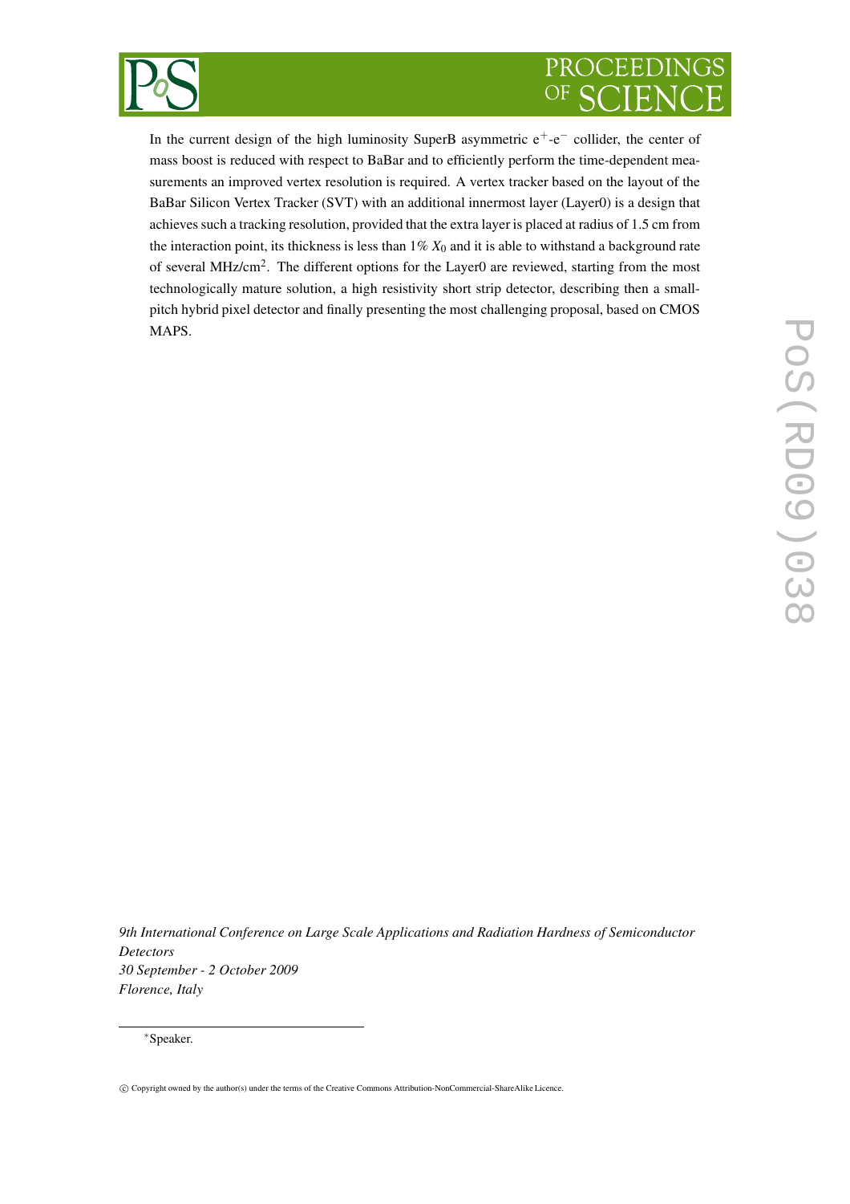In the current design of the high luminosity SuperB asymmetric $e^+$-$e^-$ collider, the center of mass boost is reduced with respect to BaBar and to efficiently perform the time-dependent measurements an improved vertex resolution is required. A vertex tracker based on the layout of the BaBar Silicon Vertex Tracker (SVT) with an additional innermost layer (Layer0) is a design that achieves such a tracking resolution, provided that the extra layer is placed at radius of 1.5 cm from the interaction point, its thickness is less than $1\%$ $X_0$ and it is able to withstand a background rate of several MHz/cm$^2$. The different options for the Layer0 are reviewed, starting from the most technologically mature solution, a high resistivity short strip detector, describing then a small-pitch hybrid pixel detector and finally presenting the most challenging proposal, based on CMOS MAPS.

*9th International Conference on Large Scale Applications and Radiation Hardness of Semiconductor Detectors*
*30 September - 2 October 2009*
*Florence, Italy*

*Speaker.

© Copyright owned by the author(s) under the terms of the Creative Commons Attribution-NonCommercial-ShareAlike Licence.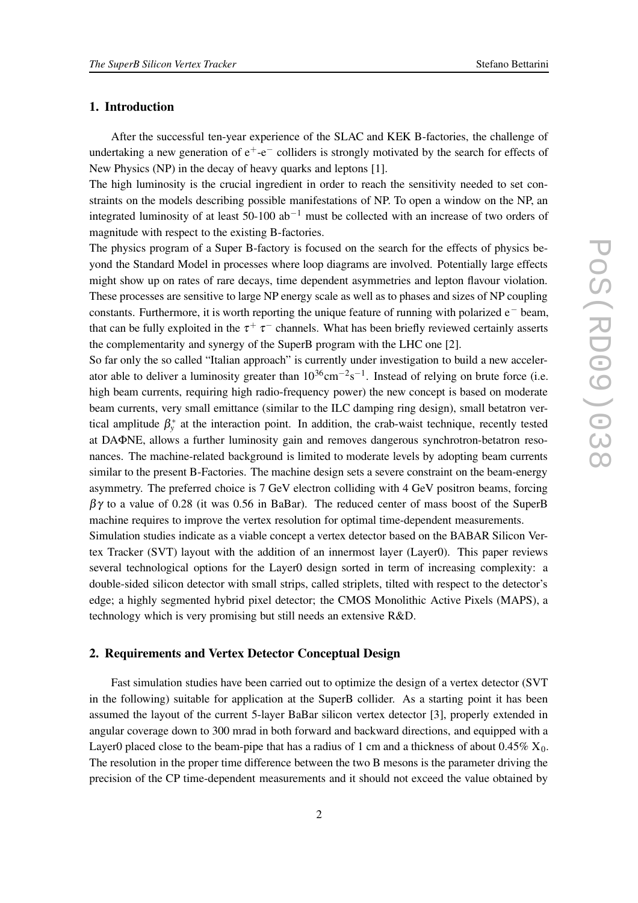## 1. Introduction

After the successful ten-year experience of the SLAC and KEK B-factories, the challenge of undertaking a new generation of $e^+$-$e^-$ colliders is strongly motivated by the search for effects of New Physics (NP) in the decay of heavy quarks and leptons [1].

The high luminosity is the crucial ingredient in order to reach the sensitivity needed to set constraints on the models describing possible manifestations of NP. To open a window on the NP, an integrated luminosity of at least 50-100 $ab^{-1}$ must be collected with an increase of two orders of magnitude with respect to the existing B-factories.

The physics program of a Super B-factory is focused on the search for the effects of physics beyond the Standard Model in processes where loop diagrams are involved. Potentially large effects might show up on rates of rare decays, time dependent asymmetries and lepton flavour violation. These processes are sensitive to large NP energy scale as well as to phases and sizes of NP coupling constants. Furthermore, it is worth reporting the unique feature of running with polarized $e^-$ beam, that can be fully exploited in the $\tau^+\tau^-$ channels. What has been briefly reviewed certainly asserts the complementarity and synergy of the SuperB program with the LHC one [2].

So far only the so called "Italian approach" is currently under investigation to build a new accelerator able to deliver a luminosity greater than $10^{36}\mathrm{cm}^{-2}\mathrm{s}^{-1}$. Instead of relying on brute force (i.e. high beam currents, requiring high radio-frequency power) the new concept is based on moderate beam currents, very small emittance (similar to the ILC damping ring design), small betatron vertical amplitude $\beta_y^*$ at the interaction point. In addition, the crab-waist technique, recently tested at DAΦNE, allows a further luminosity gain and removes dangerous synchrotron-betatron resonances. The machine-related background is limited to moderate levels by adopting beam currents similar to the present B-Factories. The machine design sets a severe constraint on the beam-energy asymmetry. The preferred choice is 7 GeV electron colliding with 4 GeV positron beams, forcing $\beta\gamma$ to a value of 0.28 (it was 0.56 in BaBar). The reduced center of mass boost of the SuperB machine requires to improve the vertex resolution for optimal time-dependent measurements.

Simulation studies indicate as a viable concept a vertex detector based on the BABAR Silicon Vertex Tracker (SVT) layout with the addition of an innermost layer (Layer0). This paper reviews several technological options for the Layer0 design sorted in term of increasing complexity: a double-sided silicon detector with small strips, called striplets, tilted with respect to the detector's edge; a highly segmented hybrid pixel detector; the CMOS Monolithic Active Pixels (MAPS), a technology which is very promising but still needs an extensive R&D.

## 2. Requirements and Vertex Detector Conceptual Design

Fast simulation studies have been carried out to optimize the design of a vertex detector (SVT in the following) suitable for application at the SuperB collider. As a starting point it has been assumed the layout of the current 5-layer BaBar silicon vertex detector [3], properly extended in angular coverage down to 300 mrad in both forward and backward directions, and equipped with a Layer0 placed close to the beam-pipe that has a radius of 1 cm and a thickness of about 0.45% $X_0$. The resolution in the proper time difference between the two B mesons is the parameter driving the precision of the CP time-dependent measurements and it should not exceed the value obtained by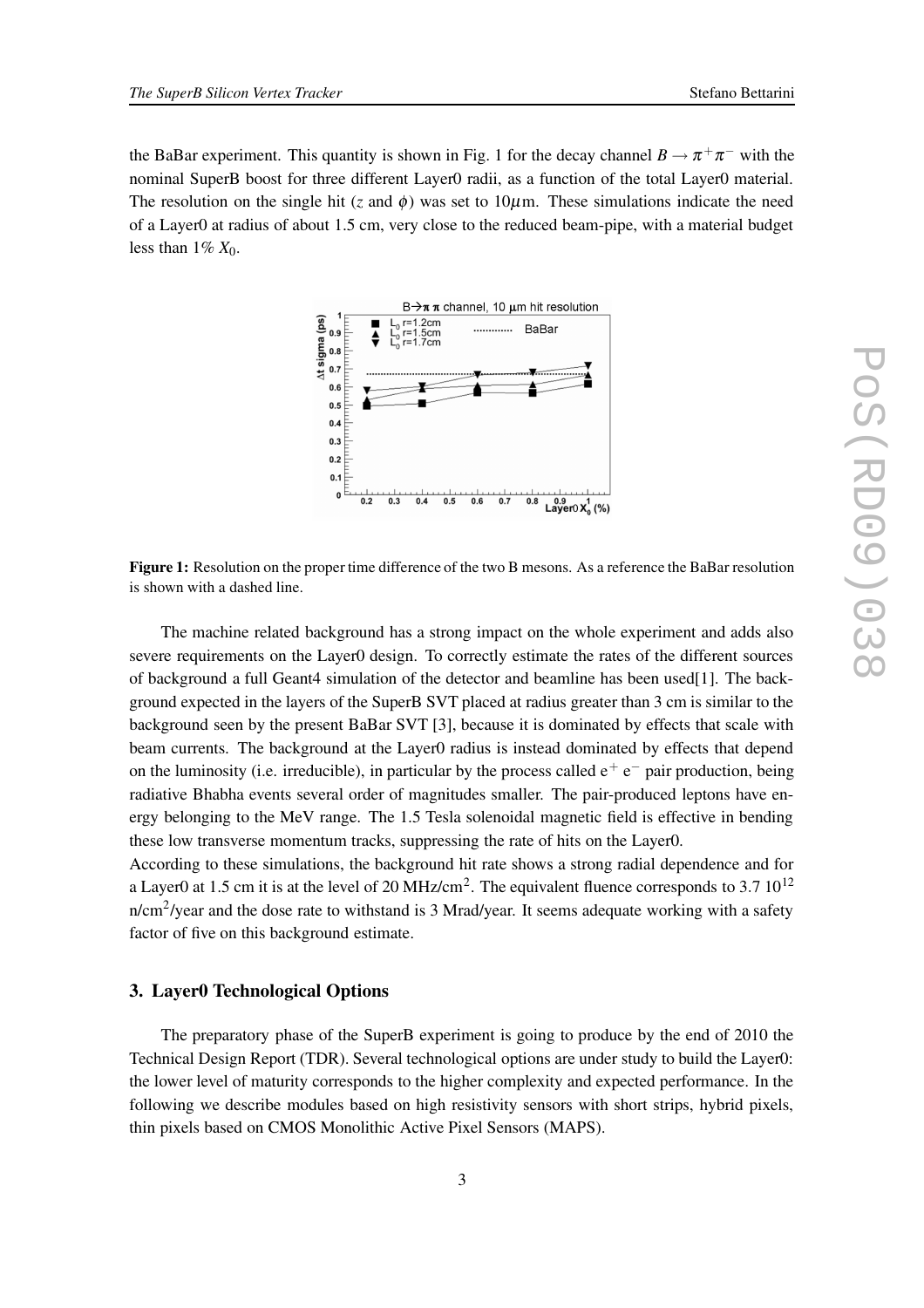the BaBar experiment. This quantity is shown in Fig. 1 for the decay channel $B \rightarrow \pi^+\pi^-$ with the nominal SuperB boost for three different Layer0 radii, as a function of the total Layer0 material. The resolution on the single hit ($z$ and $\phi$) was set to $10\mu$m. These simulations indicate the need of a Layer0 at radius of about 1.5 cm, very close to the reduced beam-pipe, with a material budget less than 1% $X_0$.

**Figure 1:** Resolution on the proper time difference of the two B mesons. As a reference the BaBar resolution is shown with a dashed line.

The machine related background has a strong impact on the whole experiment and adds also severe requirements on the Layer0 design. To correctly estimate the rates of the different sources of background a full Geant4 simulation of the detector and beamline has been used[1]. The background expected in the layers of the SuperB SVT placed at radius greater than 3 cm is similar to the background seen by the present BaBar SVT [3], because it is dominated by effects that scale with beam currents. The background at the Layer0 radius is instead dominated by effects that depend on the luminosity (i.e. irreducible), in particular by the process called $e^+ e^-$ pair production, being radiative Bhabha events several order of magnitudes smaller. The pair-produced leptons have energy belonging to the MeV range. The 1.5 Tesla solenoidal magnetic field is effective in bending these low transverse momentum tracks, suppressing the rate of hits on the Layer0.
According to these simulations, the background hit rate shows a strong radial dependence and for a Layer0 at 1.5 cm it is at the level of 20 MHz/cm$^2$. The equivalent fluence corresponds to 3.7 $10^{12}$ n/cm$^2$/year and the dose rate to withstand is 3 Mrad/year. It seems adequate working with a safety factor of five on this background estimate.

## 3. Layer0 Technological Options

The preparatory phase of the SuperB experiment is going to produce by the end of 2010 the Technical Design Report (TDR). Several technological options are under study to build the Layer0: the lower level of maturity corresponds to the higher complexity and expected performance. In the following we describe modules based on high resistivity sensors with short strips, hybrid pixels, thin pixels based on CMOS Monolithic Active Pixel Sensors (MAPS).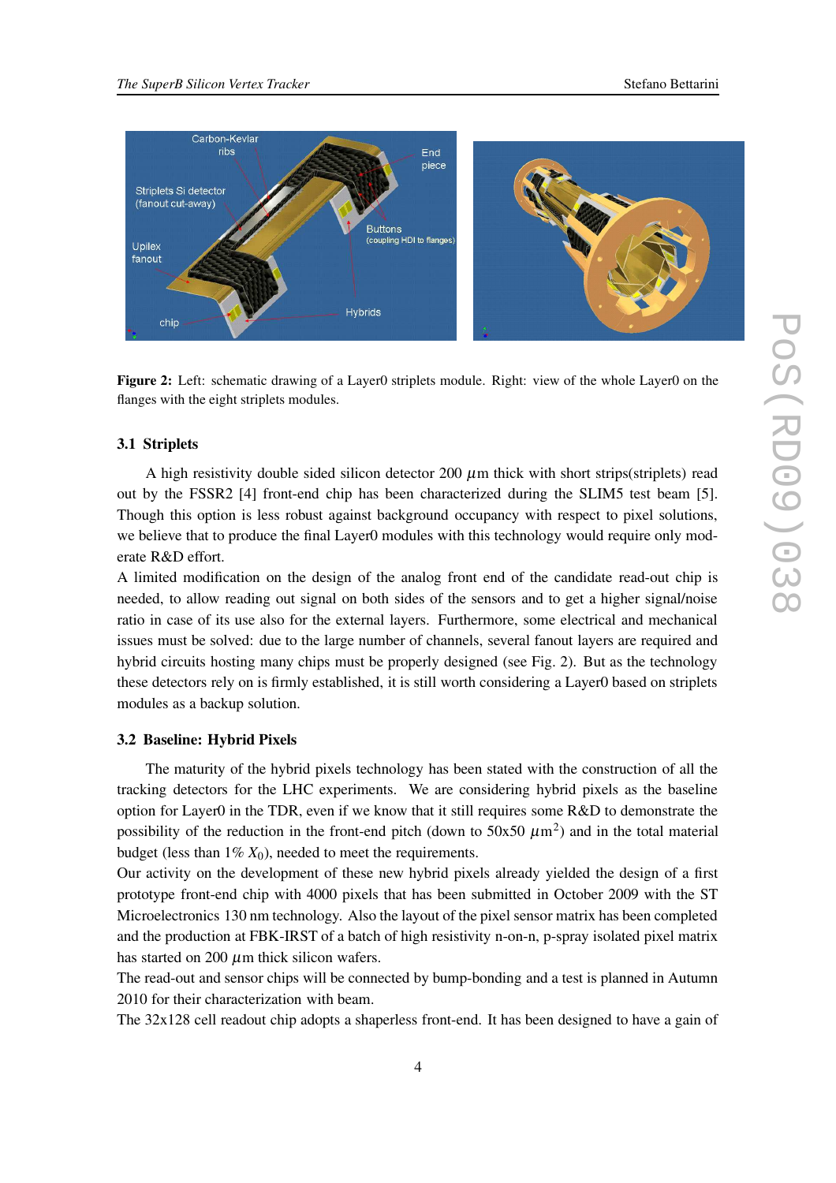**Figure 2:** Left: schematic drawing of a Layer0 striplets module. Right: view of the whole Layer0 on the flanges with the eight striplets modules.

### 3.1 Striplets

A high resistivity double sided silicon detector 200 $\mu$m thick with short strips(striplets) read out by the FSSR2 [4] front-end chip has been characterized during the SLIM5 test beam [5]. Though this option is less robust against background occupancy with respect to pixel solutions, we believe that to produce the final Layer0 modules with this technology would require only moderate R&D effort.
A limited modification on the design of the analog front end of the candidate read-out chip is needed, to allow reading out signal on both sides of the sensors and to get a higher signal/noise ratio in case of its use also for the external layers. Furthermore, some electrical and mechanical issues must be solved: due to the large number of channels, several fanout layers are required and hybrid circuits hosting many chips must be properly designed (see Fig. 2). But as the technology these detectors rely on is firmly established, it is still worth considering a Layer0 based on striplets modules as a backup solution.

### 3.2 Baseline: Hybrid Pixels

The maturity of the hybrid pixels technology has been stated with the construction of all the tracking detectors for the LHC experiments. We are considering hybrid pixels as the baseline option for Layer0 in the TDR, even if we know that it still requires some R&D to demonstrate the possibility of the reduction in the front-end pitch (down to 50x50 $\mu\text{m}^2$) and in the total material budget (less than 1% $X_0$), needed to meet the requirements.
Our activity on the development of these new hybrid pixels already yielded the design of a first prototype front-end chip with 4000 pixels that has been submitted in October 2009 with the ST Microelectronics 130 nm technology. Also the layout of the pixel sensor matrix has been completed and the production at FBK-IRST of a batch of high resistivity n-on-n, p-spray isolated pixel matrix has started on 200 $\mu$m thick silicon wafers.
The read-out and sensor chips will be connected by bump-bonding and a test is planned in Autumn 2010 for their characterization with beam.
The 32x128 cell readout chip adopts a shaperless front-end. It has been designed to have a gain of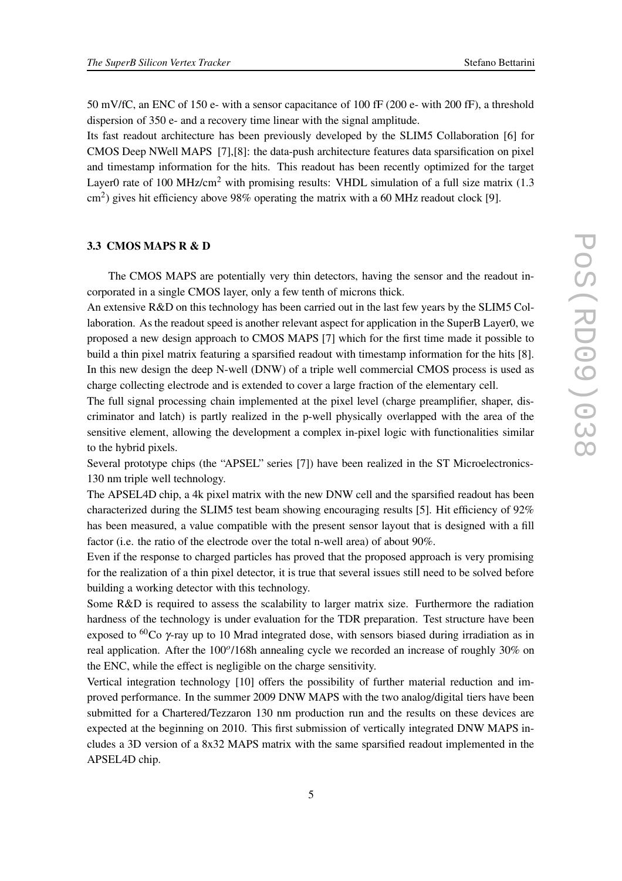50 mV/fC, an ENC of 150 e- with a sensor capacitance of 100 fF (200 e- with 200 fF), a threshold dispersion of 350 e- and a recovery time linear with the signal amplitude.

Its fast readout architecture has been previously developed by the SLIM5 Collaboration [6] for CMOS Deep NWell MAPS [7],[8]: the data-push architecture features data sparsification on pixel and timestamp information for the hits. This readout has been recently optimized for the target Layer0 rate of 100 MHz/cm$^2$ with promising results: VHDL simulation of a full size matrix (1.3 cm$^2$) gives hit efficiency above 98% operating the matrix with a 60 MHz readout clock [9].

### 3.3 CMOS MAPS R & D

The CMOS MAPS are potentially very thin detectors, having the sensor and the readout incorporated in a single CMOS layer, only a few tenth of microns thick.

An extensive R&D on this technology has been carried out in the last few years by the SLIM5 Collaboration. As the readout speed is another relevant aspect for application in the SuperB Layer0, we proposed a new design approach to CMOS MAPS [7] which for the first time made it possible to build a thin pixel matrix featuring a sparsified readout with timestamp information for the hits [8]. In this new design the deep N-well (DNW) of a triple well commercial CMOS process is used as charge collecting electrode and is extended to cover a large fraction of the elementary cell.

The full signal processing chain implemented at the pixel level (charge preamplifier, shaper, discriminator and latch) is partly realized in the p-well physically overlapped with the area of the sensitive element, allowing the development a complex in-pixel logic with functionalities similar to the hybrid pixels.

Several prototype chips (the "APSEL" series [7]) have been realized in the ST Microelectronics-130 nm triple well technology.

The APSEL4D chip, a 4k pixel matrix with the new DNW cell and the sparsified readout has been characterized during the SLIM5 test beam showing encouraging results [5]. Hit efficiency of 92% has been measured, a value compatible with the present sensor layout that is designed with a fill factor (i.e. the ratio of the electrode over the total n-well area) of about 90%.

Even if the response to charged particles has proved that the proposed approach is very promising for the realization of a thin pixel detector, it is true that several issues still need to be solved before building a working detector with this technology.

Some R&D is required to assess the scalability to larger matrix size. Furthermore the radiation hardness of the technology is under evaluation for the TDR preparation. Test structure have been exposed to $^{60}$Co $\gamma$-ray up to 10 Mrad integrated dose, with sensors biased during irradiation as in real application. After the 100$^o$/168h annealing cycle we recorded an increase of roughly 30% on the ENC, while the effect is negligible on the charge sensitivity.

Vertical integration technology [10] offers the possibility of further material reduction and improved performance. In the summer 2009 DNW MAPS with the two analog/digital tiers have been submitted for a Chartered/Tezzaron 130 nm production run and the results on these devices are expected at the beginning on 2010. This first submission of vertically integrated DNW MAPS includes a 3D version of a 8x32 MAPS matrix with the same sparsified readout implemented in the APSEL4D chip.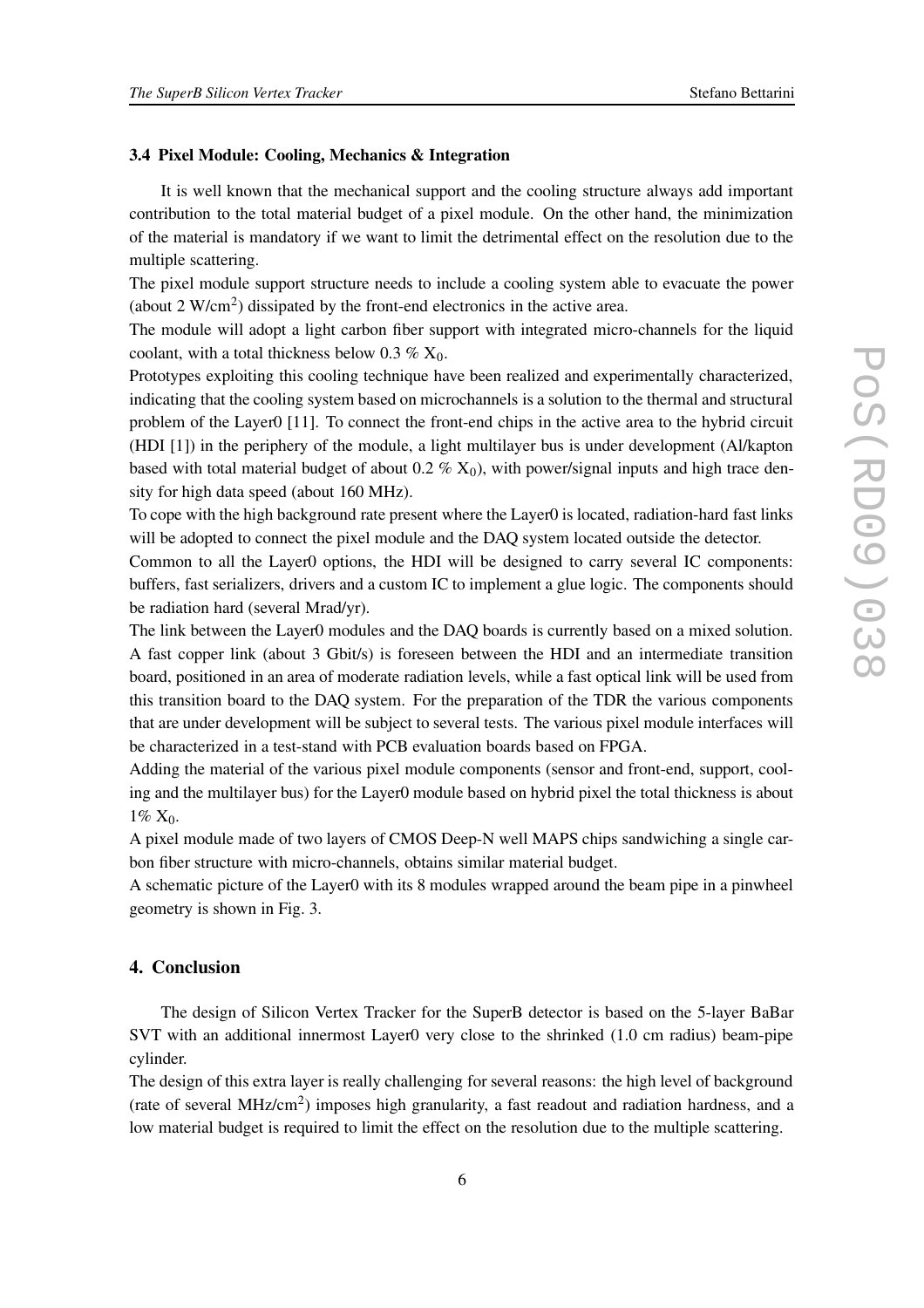### 3.4 Pixel Module: Cooling, Mechanics & Integration

It is well known that the mechanical support and the cooling structure always add important contribution to the total material budget of a pixel module. On the other hand, the minimization of the material is mandatory if we want to limit the detrimental effect on the resolution due to the multiple scattering.

The pixel module support structure needs to include a cooling system able to evacuate the power (about 2 $W/cm^2$) dissipated by the front-end electronics in the active area.

The module will adopt a light carbon fiber support with integrated micro-channels for the liquid coolant, with a total thickness below 0.3 % $X_0$.

Prototypes exploiting this cooling technique have been realized and experimentally characterized, indicating that the cooling system based on microchannels is a solution to the thermal and structural problem of the Layer0 [11]. To connect the front-end chips in the active area to the hybrid circuit (HDI [1]) in the periphery of the module, a light multilayer bus is under development (Al/kapton based with total material budget of about 0.2 % $X_0$), with power/signal inputs and high trace density for high data speed (about 160 MHz).

To cope with the high background rate present where the Layer0 is located, radiation-hard fast links will be adopted to connect the pixel module and the DAQ system located outside the detector.

Common to all the Layer0 options, the HDI will be designed to carry several IC components: buffers, fast serializers, drivers and a custom IC to implement a glue logic. The components should be radiation hard (several Mrad/yr).

The link between the Layer0 modules and the DAQ boards is currently based on a mixed solution. A fast copper link (about 3 Gbit/s) is foreseen between the HDI and an intermediate transition board, positioned in an area of moderate radiation levels, while a fast optical link will be used from this transition board to the DAQ system. For the preparation of the TDR the various components that are under development will be subject to several tests. The various pixel module interfaces will be characterized in a test-stand with PCB evaluation boards based on FPGA.

Adding the material of the various pixel module components (sensor and front-end, support, cooling and the multilayer bus) for the Layer0 module based on hybrid pixel the total thickness is about 1% $X_0$.

A pixel module made of two layers of CMOS Deep-N well MAPS chips sandwiching a single carbon fiber structure with micro-channels, obtains similar material budget.

A schematic picture of the Layer0 with its 8 modules wrapped around the beam pipe in a pinwheel geometry is shown in Fig. 3.

## 4. Conclusion

The design of Silicon Vertex Tracker for the SuperB detector is based on the 5-layer BaBar SVT with an additional innermost Layer0 very close to the shrinked (1.0 cm radius) beam-pipe cylinder.

The design of this extra layer is really challenging for several reasons: the high level of background (rate of several $MHz/cm^2$) imposes high granularity, a fast readout and radiation hardness, and a low material budget is required to limit the effect on the resolution due to the multiple scattering.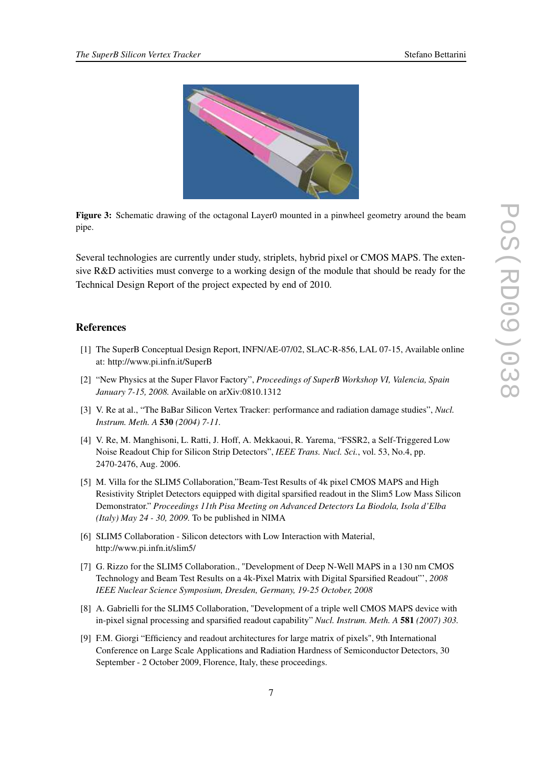**Figure 3:** Schematic drawing of the octagonal Layer0 mounted in a pinwheel geometry around the beam pipe.

Several technologies are currently under study, striplets, hybrid pixel or CMOS MAPS. The extensive R&D activities must converge to a working design of the module that should be ready for the Technical Design Report of the project expected by end of 2010.

## References

[1] The SuperB Conceptual Design Report, INFN/AE-07/02, SLAC-R-856, LAL 07-15, Available online at: http://www.pi.infn.it/SuperB

[2] "New Physics at the Super Flavor Factory", *Proceedings of SuperB Workshop VI, Valencia, Spain January 7-15, 2008.* Available on arXiv:0810.1312

[3] V. Re at al., "The BaBar Silicon Vertex Tracker: performance and radiation damage studies", *Nucl. Instrum. Meth. A* **530** *(2004) 7-11.*

[4] V. Re, M. Manghisoni, L. Ratti, J. Hoff, A. Mekkaoui, R. Yarema, "FSSR2, a Self-Triggered Low Noise Readout Chip for Silicon Strip Detectors", *IEEE Trans. Nucl. Sci.*, vol. 53, No.4, pp. 2470-2476, Aug. 2006.

[5] M. Villa for the SLIM5 Collaboration,"Beam-Test Results of 4k pixel CMOS MAPS and High Resistivity Striplet Detectors equipped with digital sparsified readout in the Slim5 Low Mass Silicon Demonstrator." *Proceedings 11th Pisa Meeting on Advanced Detectors La Biodola, Isola d'Elba (Italy) May 24 - 30, 2009.* To be published in NIMA

[6] SLIM5 Collaboration - Silicon detectors with Low Interaction with Material, http://www.pi.infn.it/slim5/

[7] G. Rizzo for the SLIM5 Collaboration., "Development of Deep N-Well MAPS in a 130 nm CMOS Technology and Beam Test Results on a 4k-Pixel Matrix with Digital Sparsified Readout"', *2008 IEEE Nuclear Science Symposium, Dresden, Germany, 19-25 October, 2008*

[8] A. Gabrielli for the SLIM5 Collaboration, "Development of a triple well CMOS MAPS device with in-pixel signal processing and sparsified readout capability" *Nucl. Instrum. Meth. A* **581** *(2007) 303.*

[9] F.M. Giorgi "Efficiency and readout architectures for large matrix of pixels", 9th International Conference on Large Scale Applications and Radiation Hardness of Semiconductor Detectors, 30 September - 2 October 2009, Florence, Italy, these proceedings.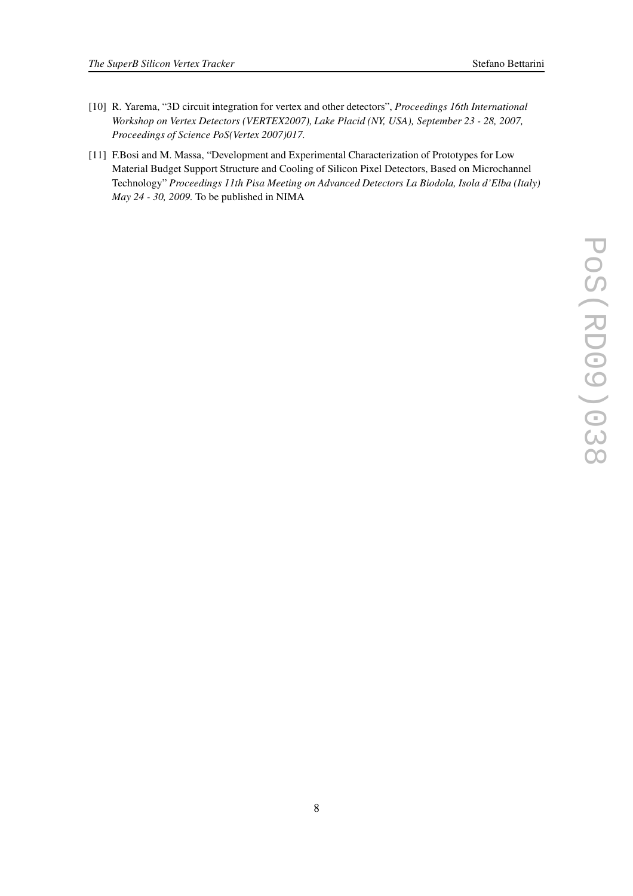[10] R. Yarema, "3D circuit integration for vertex and other detectors", *Proceedings 16th International Workshop on Vertex Detectors (VERTEX2007), Lake Placid (NY, USA), September 23 - 28, 2007, Proceedings of Science PoS(Vertex 2007)017.*

[11] F.Bosi and M. Massa, "Development and Experimental Characterization of Prototypes for Low Material Budget Support Structure and Cooling of Silicon Pixel Detectors, Based on Microchannel Technology" *Proceedings 11th Pisa Meeting on Advanced Detectors La Biodola, Isola d'Elba (Italy) May 24 - 30, 2009.* To be published in NIMA